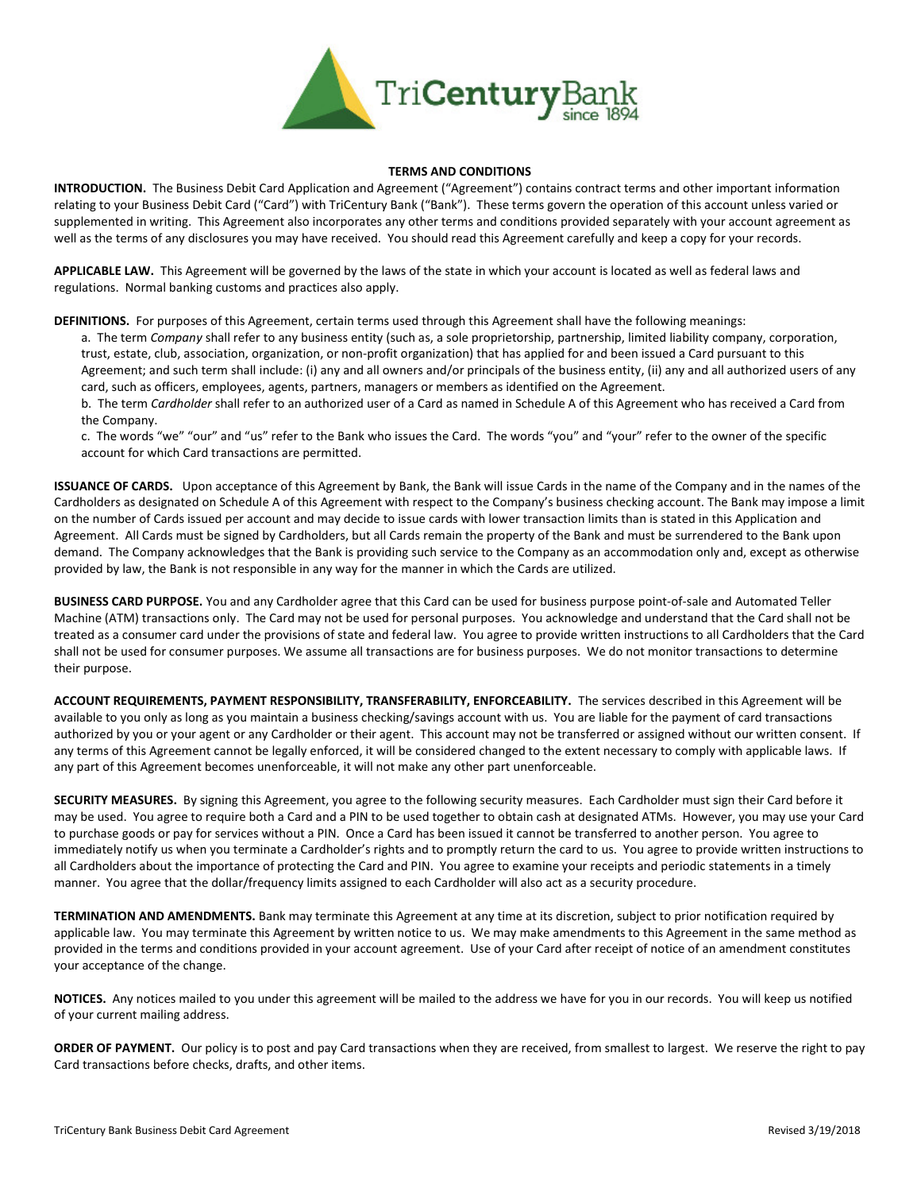# TERMS AND CONDITIONS

**INTRODUCTION.** The Business Debit Card Application and Agreement ("Agreement") contains contract terms and other important information relating to your Business Debit Card ("Card") with TriCentury Bank ("Bank"). These terms govern the operation of this account unless varied or supplemented in writing. This Agreement also incorporates any other terms and conditions provided separately with your account agreement as well as the terms of any disclosures you may have received. You should read this Agreement carefully and keep a copy for your records.

**APPLICABLE LAW.** This Agreement will be governed by the laws of the state in which your account is located as well as federal laws and regulations. Normal banking customs and practices also apply.

**DEFINITIONS.** For purposes of this Agreement, certain terms used through this Agreement shall have the following meanings:

a. The term *Company* shall refer to any business entity (such as, a sole proprietorship, partnership, limited liability company, corporation, trust, estate, club, association, organization, or non-profit organization) that has applied for and been issued a Card pursuant to this Agreement; and such term shall include: (i) any and all owners and/or principals of the business entity, (ii) any and all authorized users of any card, such as officers, employees, agents, partners, managers or members as identified on the Agreement.

b. The term *Cardholder* shall refer to an authorized user of a Card as named in Schedule A of this Agreement who has received a Card from the Company.

c. The words "we" "our" and "us" refer to the Bank who issues the Card. The words "you" and "your" refer to the owner of the specific account for which Card transactions are permitted.

**ISSUANCE OF CARDS.** Upon acceptance of this Agreement by Bank, the Bank will issue Cards in the name of the Company and in the names of the Cardholders as designated on Schedule A of this Agreement with respect to the Company's business checking account. The Bank may impose a limit on the number of Cards issued per account and may decide to issue cards with lower transaction limits than is stated in this Application and Agreement. All Cards must be signed by Cardholders, but all Cards remain the property of the Bank and must be surrendered to the Bank upon demand. The Company acknowledges that the Bank is providing such service to the Company as an accommodation only and, except as otherwise provided by law, the Bank is not responsible in any way for the manner in which the Cards are utilized.

**BUSINESS CARD PURPOSE.** You and any Cardholder agree that this Card can be used for business purpose point-of-sale and Automated Teller Machine (ATM) transactions only. The Card may not be used for personal purposes. You acknowledge and understand that the Card shall not be treated as a consumer card under the provisions of state and federal law. You agree to provide written instructions to all Cardholders that the Card shall not be used for consumer purposes. We assume all transactions are for business purposes. We do not monitor transactions to determine their purpose.

**ACCOUNT REQUIREMENTS, PAYMENT RESPONSIBILITY, TRANSFERABILITY, ENFORCEABILITY.** The services described in this Agreement will be available to you only as long as you maintain a business checking/savings account with us. You are liable for the payment of card transactions authorized by you or your agent or any Cardholder or their agent. This account may not be transferred or assigned without our written consent. If any terms of this Agreement cannot be legally enforced, it will be considered changed to the extent necessary to comply with applicable laws. If any part of this Agreement becomes unenforceable, it will not make any other part unenforceable.

**SECURITY MEASURES.** By signing this Agreement, you agree to the following security measures. Each Cardholder must sign their Card before it may be used. You agree to require both a Card and a PIN to be used together to obtain cash at designated ATMs. However, you may use your Card to purchase goods or pay for services without a PIN. Once a Card has been issued it cannot be transferred to another person. You agree to immediately notify us when you terminate a Cardholder's rights and to promptly return the card to us. You agree to provide written instructions to all Cardholders about the importance of protecting the Card and PIN. You agree to examine your receipts and periodic statements in a timely manner. You agree that the dollar/frequency limits assigned to each Cardholder will also act as a security procedure.

**TERMINATION AND AMENDMENTS.** Bank may terminate this Agreement at any time at its discretion, subject to prior notification required by applicable law. You may terminate this Agreement by written notice to us. We may make amendments to this Agreement in the same method as provided in the terms and conditions provided in your account agreement. Use of your Card after receipt of notice of an amendment constitutes your acceptance of the change.

**NOTICES.** Any notices mailed to you under this agreement will be mailed to the address we have for you in our records. You will keep us notified of your current mailing address.

**ORDER OF PAYMENT.** Our policy is to post and pay Card transactions when they are received, from smallest to largest. We reserve the right to pay Card transactions before checks, drafts, and other items.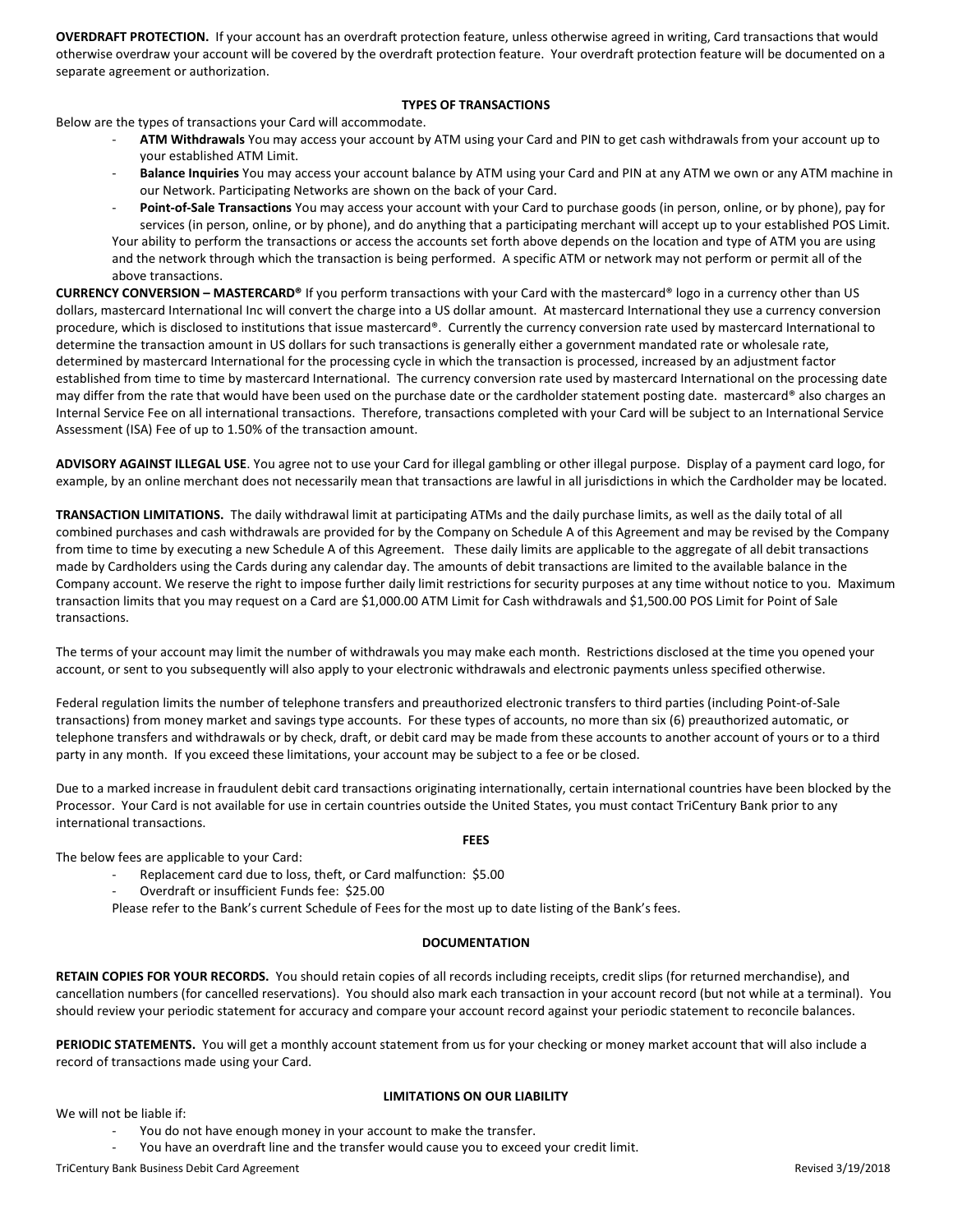**OVERDRAFT PROTECTION.** If your account has an overdraft protection feature, unless otherwise agreed in writing, Card transactions that would otherwise overdraw your account will be covered by the overdraft protection feature. Your overdraft protection feature will be documented on a separate agreement or authorization.

## TYPES OF TRANSACTIONS

Below are the types of transactions your Card will accommodate.

- **ATM Withdrawals** You may access your account by ATM using your Card and PIN to get cash withdrawals from your account up to your established ATM Limit.
- **Balance Inquiries** You may access your account balance by ATM using your Card and PIN at any ATM we own or any ATM machine in our Network. Participating Networks are shown on the back of your Card.
- **Point-of-Sale Transactions** You may access your account with your Card to purchase goods (in person, online, or by phone), pay for services (in person, online, or by phone), and do anything that a participating merchant will accept up to your established POS Limit.

Your ability to perform the transactions or access the accounts set forth above depends on the location and type of ATM you are using and the network through which the transaction is being performed. A specific ATM or network may not perform or permit all of the above transactions.

**CURRENCY CONVERSION – MASTERCARD®** If you perform transactions with your Card with the mastercard® logo in a currency other than US dollars, mastercard International Inc will convert the charge into a US dollar amount. At mastercard International they use a currency conversion procedure, which is disclosed to institutions that issue mastercard®. Currently the currency conversion rate used by mastercard International to determine the transaction amount in US dollars for such transactions is generally either a government mandated rate or wholesale rate, determined by mastercard International for the processing cycle in which the transaction is processed, increased by an adjustment factor established from time to time by mastercard International. The currency conversion rate used by mastercard International on the processing date may differ from the rate that would have been used on the purchase date or the cardholder statement posting date. mastercard® also charges an Internal Service Fee on all international transactions. Therefore, transactions completed with your Card will be subject to an International Service Assessment (ISA) Fee of up to 1.50% of the transaction amount.

**ADVISORY AGAINST ILLEGAL USE**. You agree not to use your Card for illegal gambling or other illegal purpose. Display of a payment card logo, for example, by an online merchant does not necessarily mean that transactions are lawful in all jurisdictions in which the Cardholder may be located.

**TRANSACTION LIMITATIONS.** The daily withdrawal limit at participating ATMs and the daily purchase limits, as well as the daily total of all combined purchases and cash withdrawals are provided for by the Company on Schedule A of this Agreement and may be revised by the Company from time to time by executing a new Schedule A of this Agreement. These daily limits are applicable to the aggregate of all debit transactions made by Cardholders using the Cards during any calendar day. The amounts of debit transactions are limited to the available balance in the Company account. We reserve the right to impose further daily limit restrictions for security purposes at any time without notice to you. Maximum transaction limits that you may request on a Card are $1,000.00 ATM Limit for Cash withdrawals and $1,500.00 POS Limit for Point of Sale transactions.

The terms of your account may limit the number of withdrawals you may make each month. Restrictions disclosed at the time you opened your account, or sent to you subsequently will also apply to your electronic withdrawals and electronic payments unless specified otherwise.

Federal regulation limits the number of telephone transfers and preauthorized electronic transfers to third parties (including Point-of-Sale transactions) from money market and savings type accounts. For these types of accounts, no more than six (6) preauthorized automatic, or telephone transfers and withdrawals or by check, draft, or debit card may be made from these accounts to another account of yours or to a third party in any month. If you exceed these limitations, your account may be subject to a fee or be closed.

Due to a marked increase in fraudulent debit card transactions originating internationally, certain international countries have been blocked by the Processor. Your Card is not available for use in certain countries outside the United States, you must contact TriCentury Bank prior to any international transactions.

## FEES

The below fees are applicable to your Card:

- Replacement card due to loss, theft, or Card malfunction: $5.00
- Overdraft or insufficient Funds fee: $25.00

Please refer to the Bank's current Schedule of Fees for the most up to date listing of the Bank's fees.

## DOCUMENTATION

**RETAIN COPIES FOR YOUR RECORDS.** You should retain copies of all records including receipts, credit slips (for returned merchandise), and cancellation numbers (for cancelled reservations). You should also mark each transaction in your account record (but not while at a terminal). You should review your periodic statement for accuracy and compare your account record against your periodic statement to reconcile balances.

**PERIODIC STATEMENTS.** You will get a monthly account statement from us for your checking or money market account that will also include a record of transactions made using your Card.

## LIMITATIONS ON OUR LIABILITY

We will not be liable if:

- You do not have enough money in your account to make the transfer.
- You have an overdraft line and the transfer would cause you to exceed your credit limit.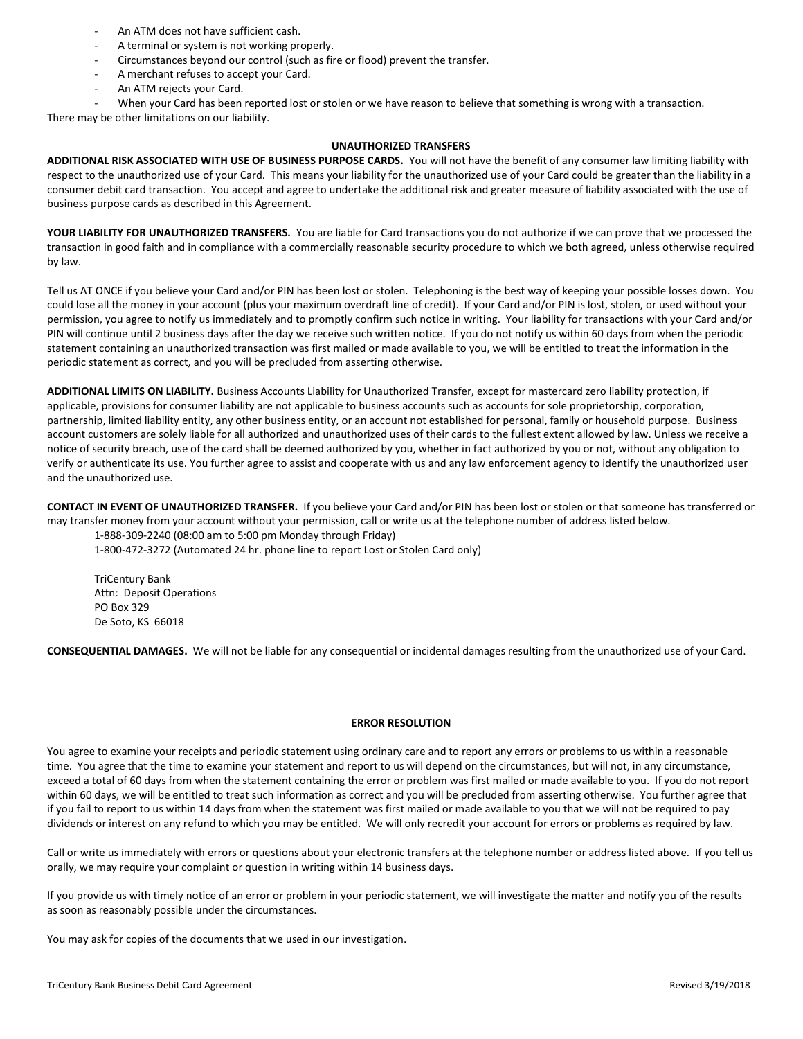- An ATM does not have sufficient cash.
- A terminal or system is not working properly.
- Circumstances beyond our control (such as fire or flood) prevent the transfer.
- A merchant refuses to accept your Card.
- An ATM rejects your Card.
- When your Card has been reported lost or stolen or we have reason to believe that something is wrong with a transaction.

There may be other limitations on our liability.

### UNAUTHORIZED TRANSFERS

**ADDITIONAL RISK ASSOCIATED WITH USE OF BUSINESS PURPOSE CARDS.** You will not have the benefit of any consumer law limiting liability with respect to the unauthorized use of your Card. This means your liability for the unauthorized use of your Card could be greater than the liability in a consumer debit card transaction. You accept and agree to undertake the additional risk and greater measure of liability associated with the use of business purpose cards as described in this Agreement.

**YOUR LIABILITY FOR UNAUTHORIZED TRANSFERS.** You are liable for Card transactions you do not authorize if we can prove that we processed the transaction in good faith and in compliance with a commercially reasonable security procedure to which we both agreed, unless otherwise required by law.

Tell us AT ONCE if you believe your Card and/or PIN has been lost or stolen. Telephoning is the best way of keeping your possible losses down. You could lose all the money in your account (plus your maximum overdraft line of credit). If your Card and/or PIN is lost, stolen, or used without your permission, you agree to notify us immediately and to promptly confirm such notice in writing. Your liability for transactions with your Card and/or PIN will continue until 2 business days after the day we receive such written notice. If you do not notify us within 60 days from when the periodic statement containing an unauthorized transaction was first mailed or made available to you, we will be entitled to treat the information in the periodic statement as correct, and you will be precluded from asserting otherwise.

**ADDITIONAL LIMITS ON LIABILITY.** Business Accounts Liability for Unauthorized Transfer, except for mastercard zero liability protection, if applicable, provisions for consumer liability are not applicable to business accounts such as accounts for sole proprietorship, corporation, partnership, limited liability entity, any other business entity, or an account not established for personal, family or household purpose. Business account customers are solely liable for all authorized and unauthorized uses of their cards to the fullest extent allowed by law. Unless we receive a notice of security breach, use of the card shall be deemed authorized by you, whether in fact authorized by you or not, without any obligation to verify or authenticate its use. You further agree to assist and cooperate with us and any law enforcement agency to identify the unauthorized user and the unauthorized use.

**CONTACT IN EVENT OF UNAUTHORIZED TRANSFER.** If you believe your Card and/or PIN has been lost or stolen or that someone has transferred or may transfer money from your account without your permission, call or write us at the telephone number of address listed below.

1-888-309-2240 (08:00 am to 5:00 pm Monday through Friday)
1-800-472-3272 (Automated 24 hr. phone line to report Lost or Stolen Card only)

TriCentury Bank
Attn: Deposit Operations
PO Box 329
De Soto, KS 66018

**CONSEQUENTIAL DAMAGES.** We will not be liable for any consequential or incidental damages resulting from the unauthorized use of your Card.

### ERROR RESOLUTION

You agree to examine your receipts and periodic statement using ordinary care and to report any errors or problems to us within a reasonable time. You agree that the time to examine your statement and report to us will depend on the circumstances, but will not, in any circumstance, exceed a total of 60 days from when the statement containing the error or problem was first mailed or made available to you. If you do not report within 60 days, we will be entitled to treat such information as correct and you will be precluded from asserting otherwise. You further agree that if you fail to report to us within 14 days from when the statement was first mailed or made available to you that we will not be required to pay dividends or interest on any refund to which you may be entitled. We will only recredit your account for errors or problems as required by law.

Call or write us immediately with errors or questions about your electronic transfers at the telephone number or address listed above. If you tell us orally, we may require your complaint or question in writing within 14 business days.

If you provide us with timely notice of an error or problem in your periodic statement, we will investigate the matter and notify you of the results as soon as reasonably possible under the circumstances.

You may ask for copies of the documents that we used in our investigation.